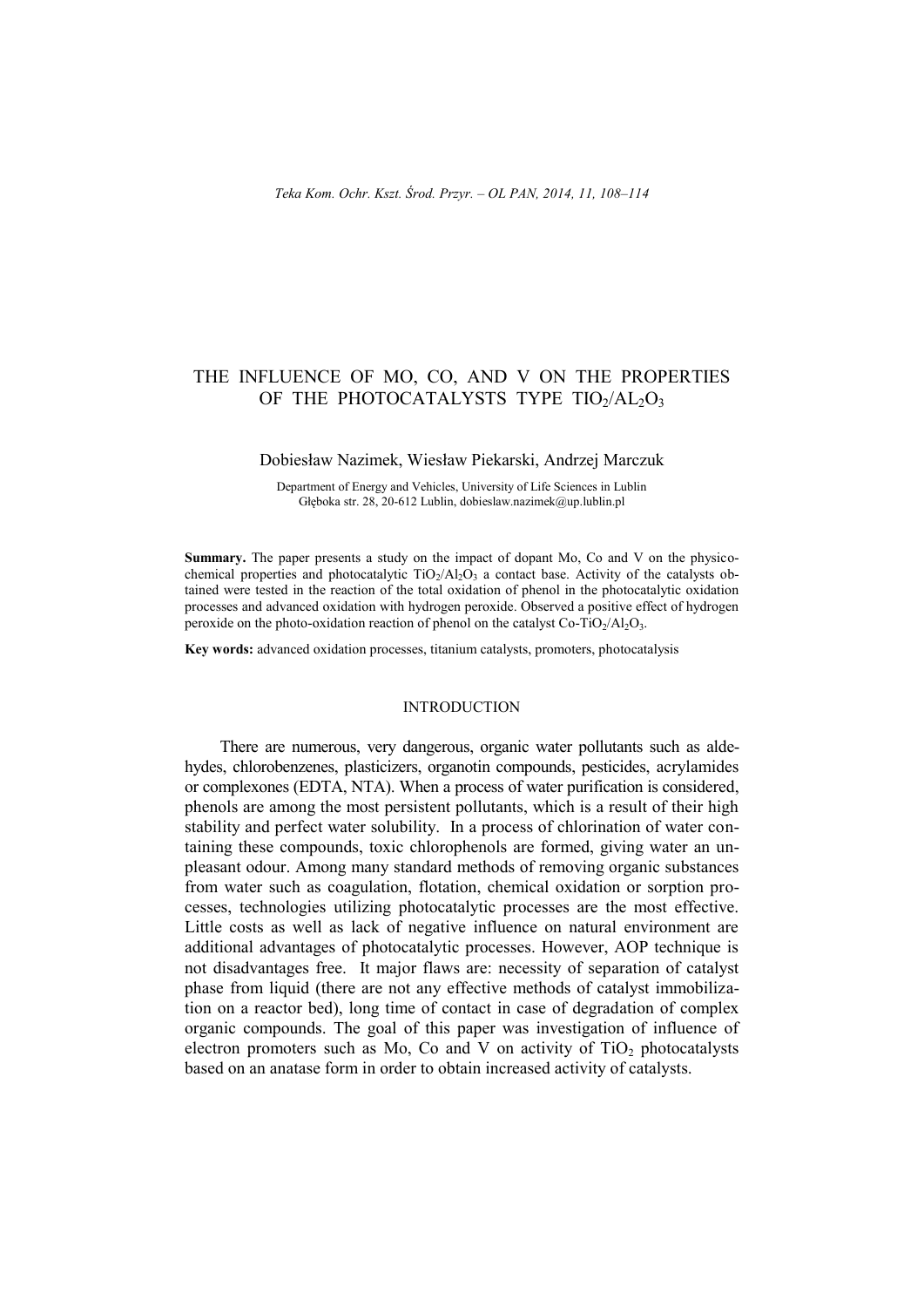# THE INFLUENCE OF MO, CO, AND V ON THE PROPERTIES OF THE PHOTOCATALYSTS TYPE $TIO_2/AL_2O_3$

Dobiesław Nazimek, Wiesław Piekarski, Andrzej Marczuk

Department of Energy and Vehicles, University of Life Sciences in Lublin
Głęboka str. 28, 20-612 Lublin, dobieslaw.nazimek@up.lublin.pl

**Summary.** The paper presents a study on the impact of dopant Mo, Co and V on the physicochemical properties and photocatalytic $TiO_2/Al_2O_3$ a contact base. Activity of the catalysts obtained were tested in the reaction of the total oxidation of phenol in the photocatalytic oxidation processes and advanced oxidation with hydrogen peroxide. Observed a positive effect of hydrogen peroxide on the photo-oxidation reaction of phenol on the catalyst Co-$TiO_2/Al_2O_3$.

**Key words:** advanced oxidation processes, titanium catalysts, promoters, photocatalysis

## INTRODUCTION

There are numerous, very dangerous, organic water pollutants such as aldehydes, chlorobenzenes, plasticizers, organotin compounds, pesticides, acrylamides or complexones (EDTA, NTA). When a process of water purification is considered, phenols are among the most persistent pollutants, which is a result of their high stability and perfect water solubility. In a process of chlorination of water containing these compounds, toxic chlorophenols are formed, giving water an unpleasant odour. Among many standard methods of removing organic substances from water such as coagulation, flotation, chemical oxidation or sorption processes, technologies utilizing photocatalytic processes are the most effective. Little costs as well as lack of negative influence on natural environment are additional advantages of photocatalytic processes. However, AOP technique is not disadvantages free. It major flaws are: necessity of separation of catalyst phase from liquid (there are not any effective methods of catalyst immobilization on a reactor bed), long time of contact in case of degradation of complex organic compounds. The goal of this paper was investigation of influence of electron promoters such as Mo, Co and V on activity of $TiO_2$ photocatalysts based on an anatase form in order to obtain increased activity of catalysts.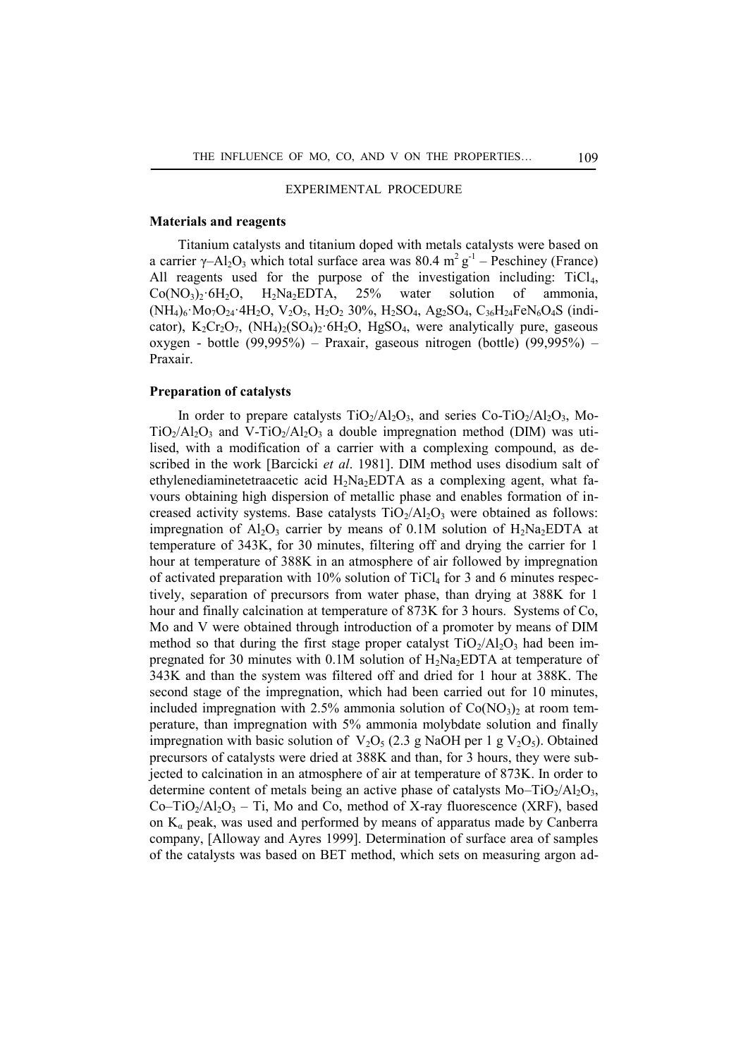## EXPERIMENTAL PROCEDURE

### Materials and reagents

Titanium catalysts and titanium doped with metals catalysts were based on a carrier $\gamma$–$Al_2O_3$ which total surface area was 80.4 $m^2$ $g^{-1}$ – Peschiney (France) All reagents used for the purpose of the investigation including: $TiCl_4$, $Co(NO_3)_2 \cdot 6H_2O$, $H_2Na_2EDTA$, 25% water solution of ammonia, $(NH_4)_6 \cdot Mo_7O_{24} \cdot 4H_2O$, $V_2O_5$, $H_2O_2$ 30%, $H_2SO_4$, $Ag_2SO_4$, $C_{36}H_{24}FeN_6O_4S$ (indicator), $K_2Cr_2O_7$, $(NH_4)_2(SO_4)_2 \cdot 6H_2O$, $HgSO_4$, were analytically pure, gaseous oxygen - bottle (99,995%) – Praxair, gaseous nitrogen (bottle) (99,995%) – Praxair.

### Preparation of catalysts

In order to prepare catalysts $TiO_2/Al_2O_3$, and series Co-$TiO_2/Al_2O_3$, Mo-$TiO_2/Al_2O_3$ and V-$TiO_2/Al_2O_3$ a double impregnation method (DIM) was utilised, with a modification of a carrier with a complexing compound, as described in the work [Barcicki *et al*. 1981]. DIM method uses disodium salt of ethylenediaminetetraacetic acid $H_2Na_2EDTA$ as a complexing agent, what favours obtaining high dispersion of metallic phase and enables formation of increased activity systems. Base catalysts $TiO_2/Al_2O_3$ were obtained as follows: impregnation of $Al_2O_3$ carrier by means of 0.1M solution of $H_2Na_2EDTA$ at temperature of 343K, for 30 minutes, filtering off and drying the carrier for 1 hour at temperature of 388K in an atmosphere of air followed by impregnation of activated preparation with 10% solution of $TiCl_4$ for 3 and 6 minutes respectively, separation of precursors from water phase, than drying at 388K for 1 hour and finally calcination at temperature of 873K for 3 hours. Systems of Co, Mo and V were obtained through introduction of a promoter by means of DIM method so that during the first stage proper catalyst $TiO_2/Al_2O_3$ had been impregnated for 30 minutes with 0.1M solution of $H_2Na_2EDTA$ at temperature of 343K and than the system was filtered off and dried for 1 hour at 388K. The second stage of the impregnation, which had been carried out for 10 minutes, included impregnation with 2.5% ammonia solution of $Co(NO_3)_2$ at room temperature, than impregnation with 5% ammonia molybdate solution and finally impregnation with basic solution of $V_2O_5$ (2.3 g NaOH per 1 g $V_2O_5$). Obtained precursors of catalysts were dried at 388K and than, for 3 hours, they were subjected to calcination in an atmosphere of air at temperature of 873K. In order to determine content of metals being an active phase of catalysts Mo–$TiO_2/Al_2O_3$, Co–$TiO_2/Al_2O_3$ – Ti, Mo and Co, method of X-ray fluorescence (XRF), based on $K_\alpha$ peak, was used and performed by means of apparatus made by Canberra company, [Alloway and Ayres 1999]. Determination of surface area of samples of the catalysts was based on BET method, which sets on measuring argon ad-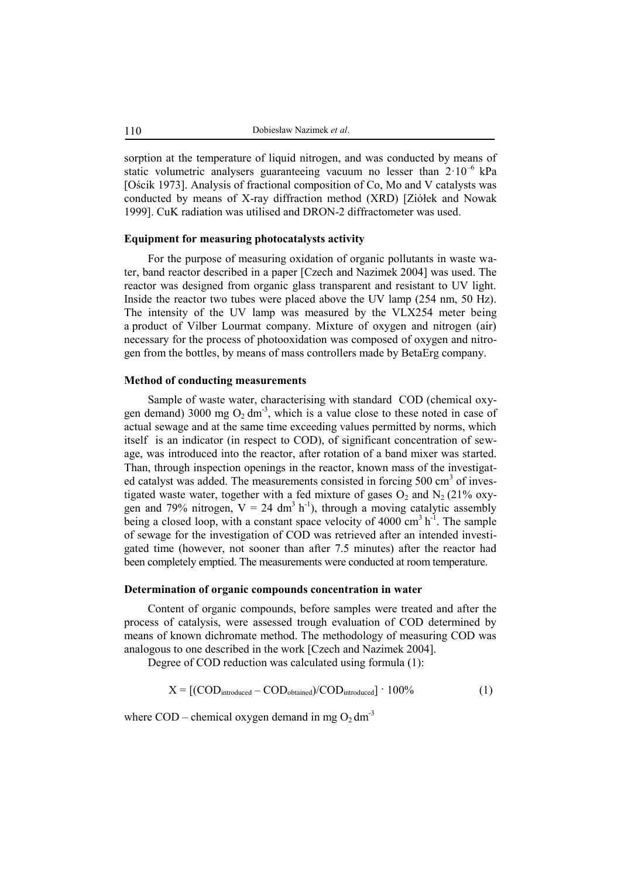sorption at the temperature of liquid nitrogen, and was conducted by means of static volumetric analysers guaranteeing vacuum no lesser than $2 \cdot 10^{-6}$ kPa [Ościk 1973]. Analysis of fractional composition of Co, Mo and V catalysts was conducted by means of X-ray diffraction method (XRD) [Ziółek and Nowak 1999]. CuK radiation was utilised and DRON-2 diffractometer was used.

### Equipment for measuring photocatalysts activity

For the purpose of measuring oxidation of organic pollutants in waste water, band reactor described in a paper [Czech and Nazimek 2004] was used. The reactor was designed from organic glass transparent and resistant to UV light. Inside the reactor two tubes were placed above the UV lamp (254 nm, 50 Hz). The intensity of the UV lamp was measured by the VLX254 meter being a product of Vilber Lourmat company. Mixture of oxygen and nitrogen (air) necessary for the process of photooxidation was composed of oxygen and nitrogen from the bottles, by means of mass controllers made by BetaErg company.

### Method of conducting measurements

Sample of waste water, characterising with standard COD (chemical oxygen demand) 3000 mg $O_2$ dm$^{-3}$, which is a value close to these noted in case of actual sewage and at the same time exceeding values permitted by norms, which itself is an indicator (in respect to COD), of significant concentration of sewage, was introduced into the reactor, after rotation of a band mixer was started. Than, through inspection openings in the reactor, known mass of the investigated catalyst was added. The measurements consisted in forcing 500 cm$^3$ of investigated waste water, together with a fed mixture of gases $O_2$ and $N_2$ (21% oxygen and 79% nitrogen, $V = 24$ dm$^3$ h$^{-1}$), through a moving catalytic assembly being a closed loop, with a constant space velocity of 4000 cm$^3$ h$^{-1}$. The sample of sewage for the investigation of COD was retrieved after an intended investigated time (however, not sooner than after 7.5 minutes) after the reactor had been completely emptied. The measurements were conducted at room temperature.

### Determination of organic compounds concentration in water

Content of organic compounds, before samples were treated and after the process of catalysis, were assessed trough evaluation of COD determined by means of known dichromate method. The methodology of measuring COD was analogous to one described in the work [Czech and Nazimek 2004].

Degree of COD reduction was calculated using formula (1):

$$X = [(COD_{introduced} - COD_{obtained})/COD_{introduced}] \cdot 100\% \tag{1}$$

where COD – chemical oxygen demand in mg $O_2$ dm$^{-3}$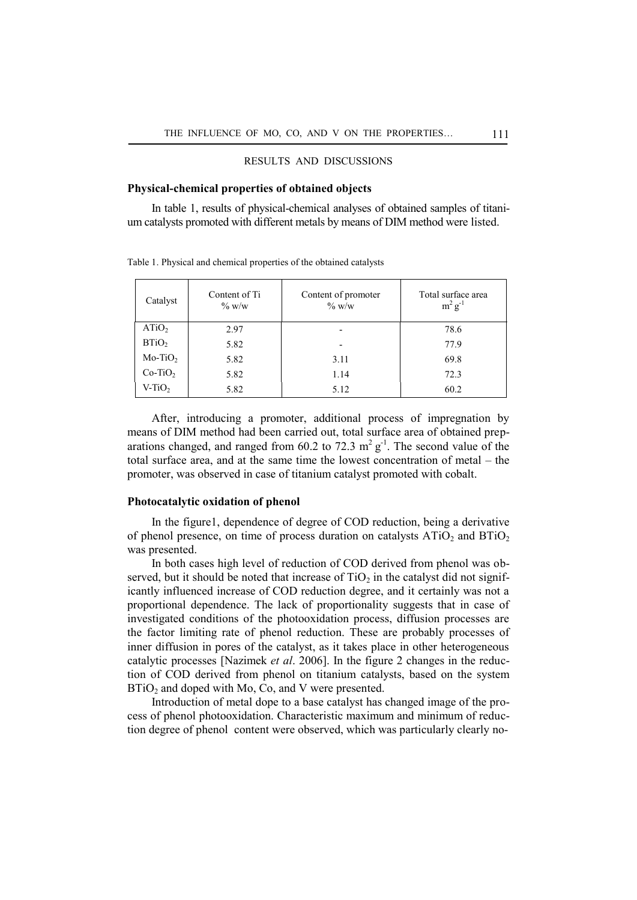## RESULTS AND DISCUSSIONS

### Physical-chemical properties of obtained objects

In table 1, results of physical-chemical analyses of obtained samples of titanium catalysts promoted with different metals by means of DIM method were listed.

Table 1. Physical and chemical properties of the obtained catalysts

| Catalyst | Content of Ti % w/w | Content of promoter % w/w | Total surface area $m^2 g^{-1}$ |
|---|---|---|---|
| $ATiO_2$ | 2.97 | - | 78.6 |
| $BTiO_2$ | 5.82 | - | 77.9 |
| $Mo\text{-}TiO_2$ | 5.82 | 3.11 | 69.8 |
| $Co\text{-}TiO_2$ | 5.82 | 1.14 | 72.3 |
| $V\text{-}TiO_2$ | 5.82 | 5.12 | 60.2 |

After, introducing a promoter, additional process of impregnation by means of DIM method had been carried out, total surface area of obtained preparations changed, and ranged from 60.2 to 72.3 $m^2 g^{-1}$. The second value of the total surface area, and at the same time the lowest concentration of metal – the promoter, was observed in case of titanium catalyst promoted with cobalt.

### Photocatalytic oxidation of phenol

In the figure1, dependence of degree of COD reduction, being a derivative of phenol presence, on time of process duration on catalysts $ATiO_2$ and $BTiO_2$ was presented.

In both cases high level of reduction of COD derived from phenol was observed, but it should be noted that increase of $TiO_2$ in the catalyst did not significantly influenced increase of COD reduction degree, and it certainly was not a proportional dependence. The lack of proportionality suggests that in case of investigated conditions of the photooxidation process, diffusion processes are the factor limiting rate of phenol reduction. These are probably processes of inner diffusion in pores of the catalyst, as it takes place in other heterogeneous catalytic processes [Nazimek *et al*. 2006]. In the figure 2 changes in the reduction of COD derived from phenol on titanium catalysts, based on the system $BTiO_2$ and doped with Mo, Co, and V were presented.

Introduction of metal dope to a base catalyst has changed image of the process of phenol photooxidation. Characteristic maximum and minimum of reduction degree of phenol content were observed, which was particularly clearly no-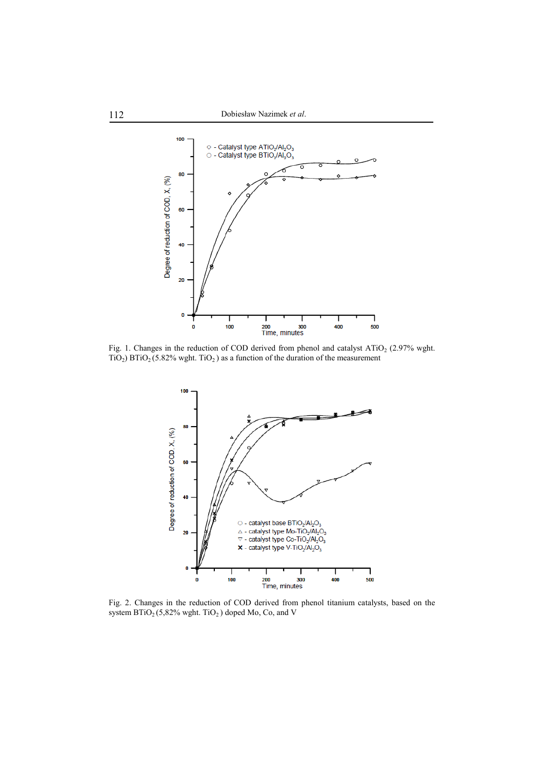Fig. 1. Changes in the reduction of COD derived from phenol and catalyst $ATiO_2$ (2.97% wght. $TiO_2$) $BTiO_2$ (5.82% wght. $TiO_2$ ) as a function of the duration of the measurement

Fig. 2. Changes in the reduction of COD derived from phenol titanium catalysts, based on the system $BTiO_2$ (5,82% wght. $TiO_2$ ) doped Mo, Co, and V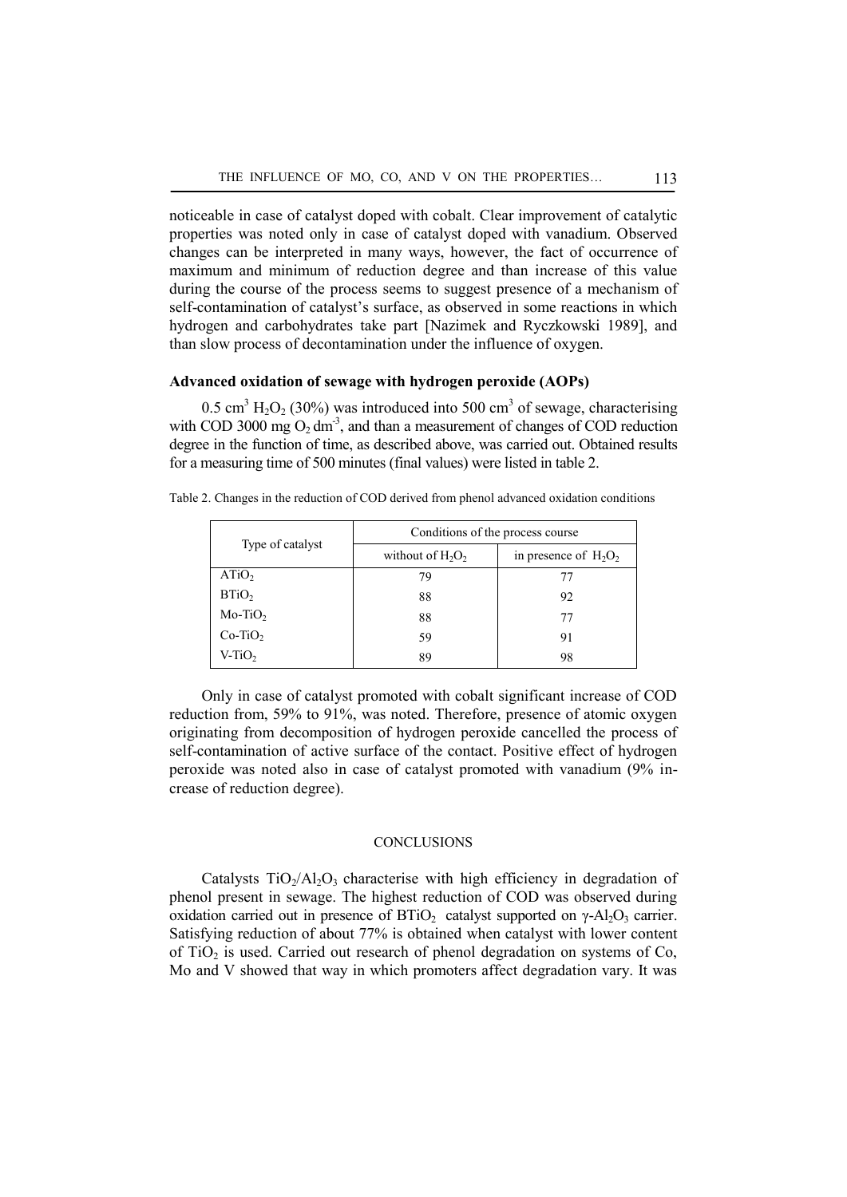noticeable in case of catalyst doped with cobalt. Clear improvement of catalytic properties was noted only in case of catalyst doped with vanadium. Observed changes can be interpreted in many ways, however, the fact of occurrence of maximum and minimum of reduction degree and than increase of this value during the course of the process seems to suggest presence of a mechanism of self-contamination of catalyst's surface, as observed in some reactions in which hydrogen and carbohydrates take part [Nazimek and Ryczkowski 1989], and than slow process of decontamination under the influence of oxygen.

### Advanced oxidation of sewage with hydrogen peroxide (AOPs)

0.5 $cm^3$ $H_2O_2$ (30%) was introduced into 500 $cm^3$ of sewage, characterising with COD 3000 mg $O_2$ $dm^{-3}$, and than a measurement of changes of COD reduction degree in the function of time, as described above, was carried out. Obtained results for a measuring time of 500 minutes (final values) were listed in table 2.

Table 2. Changes in the reduction of COD derived from phenol advanced oxidation conditions

| Type of catalyst | Conditions of the process course | |
|---|---|---|
| | without of $H_2O_2$ | in presence of $H_2O_2$ |
| $ATiO_2$ | 79 | 77 |
| $BTiO_2$ | 88 | 92 |
| $Mo\text{-}TiO_2$ | 88 | 77 |
| $Co\text{-}TiO_2$ | 59 | 91 |
| $V\text{-}TiO_2$ | 89 | 98 |

Only in case of catalyst promoted with cobalt significant increase of COD reduction from, 59% to 91%, was noted. Therefore, presence of atomic oxygen originating from decomposition of hydrogen peroxide cancelled the process of self-contamination of active surface of the contact. Positive effect of hydrogen peroxide was noted also in case of catalyst promoted with vanadium (9% increase of reduction degree).

## CONCLUSIONS

Catalysts $TiO_2/Al_2O_3$ characterise with high efficiency in degradation of phenol present in sewage. The highest reduction of COD was observed during oxidation carried out in presence of $BTiO_2$ catalyst supported on $\gamma$-$Al_2O_3$ carrier. Satisfying reduction of about 77% is obtained when catalyst with lower content of $TiO_2$ is used. Carried out research of phenol degradation on systems of Co, Mo and V showed that way in which promoters affect degradation vary. It was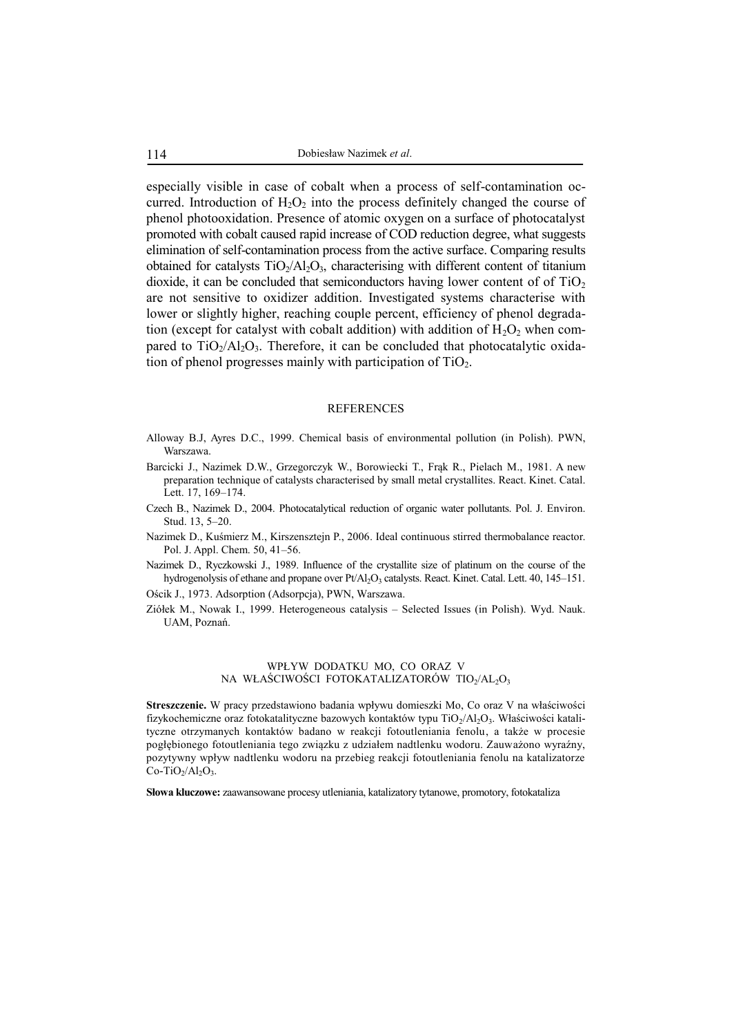especially visible in case of cobalt when a process of self-contamination occurred. Introduction of $H_2O_2$ into the process definitely changed the course of phenol photooxidation. Presence of atomic oxygen on a surface of photocatalyst promoted with cobalt caused rapid increase of COD reduction degree, what suggests elimination of self-contamination process from the active surface. Comparing results obtained for catalysts $TiO_2/Al_2O_3$, characterising with different content of titanium dioxide, it can be concluded that semiconductors having lower content of of $TiO_2$ are not sensitive to oxidizer addition. Investigated systems characterise with lower or slightly higher, reaching couple percent, efficiency of phenol degradation (except for catalyst with cobalt addition) with addition of $H_2O_2$ when compared to $TiO_2/Al_2O_3$. Therefore, it can be concluded that photocatalytic oxidation of phenol progresses mainly with participation of $TiO_2$.

## REFERENCES

Alloway B.J, Ayres D.C., 1999. Chemical basis of environmental pollution (in Polish). PWN, Warszawa.

Barcicki J., Nazimek D.W., Grzegorczyk W., Borowiecki T., Frąk R., Pielach M., 1981. A new preparation technique of catalysts characterised by small metal crystallites. React. Kinet. Catal. Lett. 17, 169–174.

Czech B., Nazimek D., 2004. Photocatalytical reduction of organic water pollutants. Pol. J. Environ. Stud. 13, 5–20.

Nazimek D., Kuśmierz M., Kirszensztejn P., 2006. Ideal continuous stirred thermobalance reactor. Pol. J. Appl. Chem. 50, 41–56.

Nazimek D., Ryczkowski J., 1989. Influence of the crystallite size of platinum on the course of the hydrogenolysis of ethane and propane over $Pt/Al_2O_3$ catalysts. React. Kinet. Catal. Lett. 40, 145–151.

Ościk J., 1973. Adsorption (Adsorpcja), PWN, Warszawa.

Ziółek M., Nowak I., 1999. Heterogeneous catalysis – Selected Issues (in Polish). Wyd. Nauk. UAM, Poznań.

## WPŁYW DODATKU MO, CO ORAZ V NA WŁAŚCIWOŚCI FOTOKATALIZATORÓW $TIO_2/AL_2O_3$

**Streszczenie.** W pracy przedstawiono badania wpływu domieszki Mo, Co oraz V na właściwości fizykochemiczne oraz fotokatalityczne bazowych kontaktów typu $TiO_2/Al_2O_3$. Właściwości katalityczne otrzymanych kontaktów badano w reakcji fotoutleniania fenolu, a także w procesie pogłębionego fotoutleniania tego związku z udziałem nadtlenku wodoru. Zauważono wyraźny, pozytywny wpływ nadtlenku wodoru na przebieg reakcji fotoutleniania fenolu na katalizatorze $Co\text{-}TiO_2/Al_2O_3$.

**Słowa kluczowe:** zaawansowane procesy utleniania, katalizatory tytanowe, promotory, fotokataliza